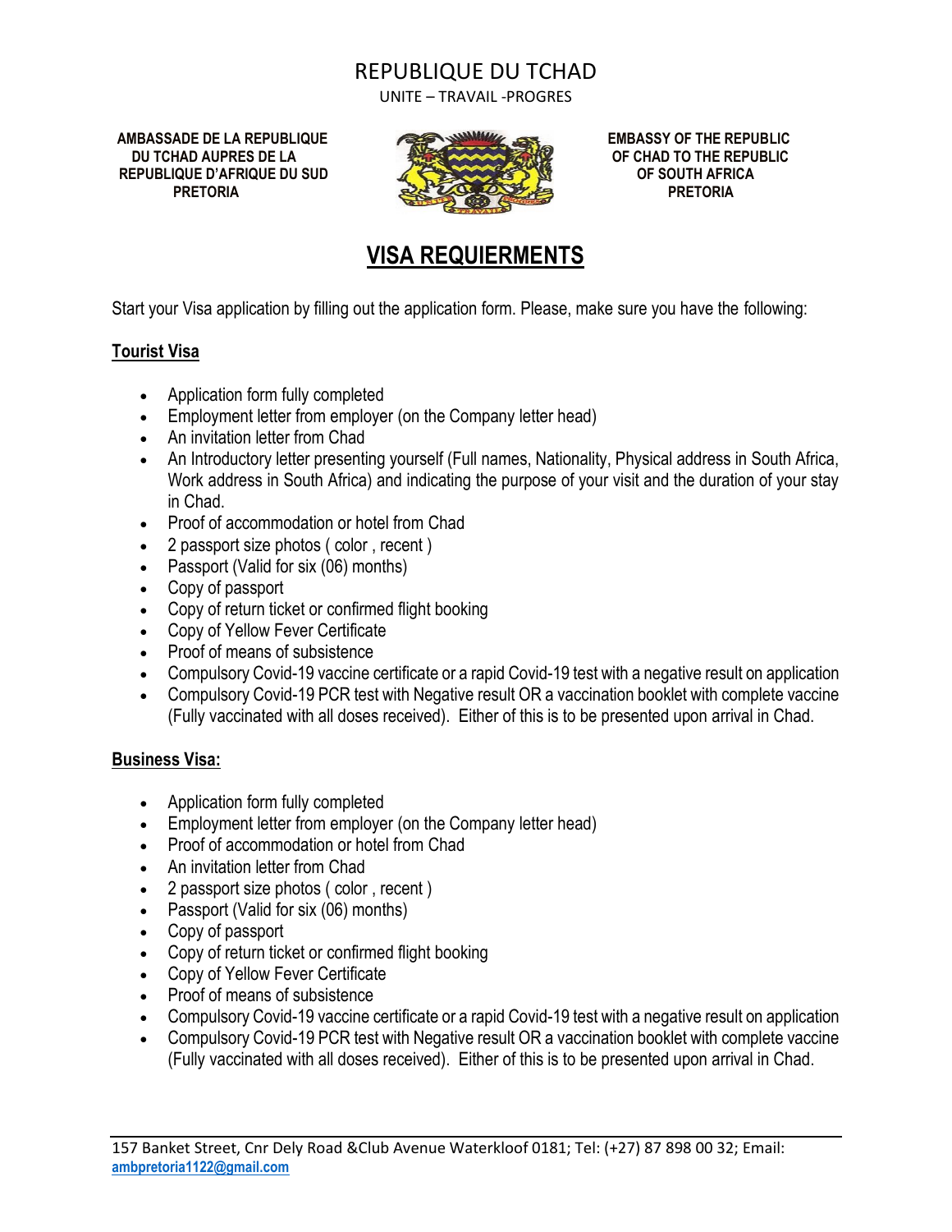# REPUBLIQUE DU TCHAD

UNITE – TRAVAIL -PROGRES

**AMBASSADE DE LA REPUBLIQUE DU TCHAD AUPRES DE LA REPUBLIQUE D'AFRIQUE DU SUD PRETORIA**

**EMBASSY OF THE REPUBLIC OF CHAD TO THE REPUBLIC OF SOUTH AFRICA PRETORIA**

## VISA REQUIERMENTS

Start your Visa application by filling out the application form. Please, make sure you have the following:

### Tourist Visa

- Application form fully completed
- Employment letter from employer (on the Company letter head)
- An invitation letter from Chad
- An Introductory letter presenting yourself (Full names, Nationality, Physical address in South Africa, Work address in South Africa) and indicating the purpose of your visit and the duration of your stay in Chad.
- Proof of accommodation or hotel from Chad
- 2 passport size photos ( color , recent )
- Passport (Valid for six (06) months)
- Copy of passport
- Copy of return ticket or confirmed flight booking
- Copy of Yellow Fever Certificate
- Proof of means of subsistence
- Compulsory Covid-19 vaccine certificate or a rapid Covid-19 test with a negative result on application
- Compulsory Covid-19 PCR test with Negative result OR a vaccination booklet with complete vaccine (Fully vaccinated with all doses received). Either of this is to be presented upon arrival in Chad.

### Business Visa:

- Application form fully completed
- Employment letter from employer (on the Company letter head)
- Proof of accommodation or hotel from Chad
- An invitation letter from Chad
- 2 passport size photos ( color , recent )
- Passport (Valid for six (06) months)
- Copy of passport
- Copy of return ticket or confirmed flight booking
- Copy of Yellow Fever Certificate
- Proof of means of subsistence
- Compulsory Covid-19 vaccine certificate or a rapid Covid-19 test with a negative result on application
- Compulsory Covid-19 PCR test with Negative result OR a vaccination booklet with complete vaccine (Fully vaccinated with all doses received). Either of this is to be presented upon arrival in Chad.

157 Banket Street, Cnr Dely Road &Club Avenue Waterkloof 0181; Tel: (+27) 87 898 00 32; Email: ambpretoria1122@gmail.com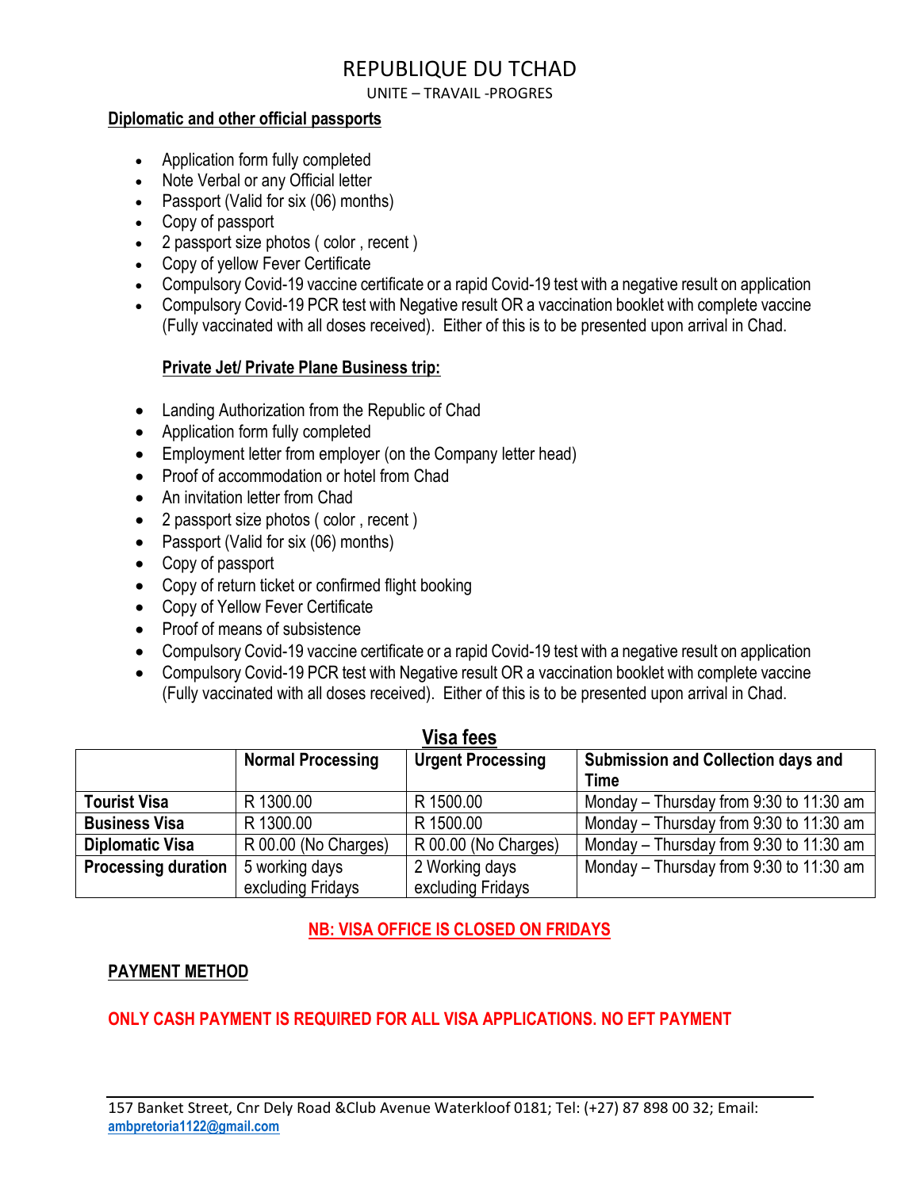# REPUBLIQUE DU TCHAD

UNITE – TRAVAIL -PROGRES

**Diplomatic and other official passports**

- Application form fully completed
- Note Verbal or any Official letter
- Passport (Valid for six (06) months)
- Copy of passport
- 2 passport size photos ( color , recent )
- Copy of yellow Fever Certificate
- Compulsory Covid-19 vaccine certificate or a rapid Covid-19 test with a negative result on application
- Compulsory Covid-19 PCR test with Negative result OR a vaccination booklet with complete vaccine (Fully vaccinated with all doses received). Either of this is to be presented upon arrival in Chad.

**Private Jet/ Private Plane Business trip:**

- Landing Authorization from the Republic of Chad
- Application form fully completed
- Employment letter from employer (on the Company letter head)
- Proof of accommodation or hotel from Chad
- An invitation letter from Chad
- 2 passport size photos ( color , recent )
- Passport (Valid for six (06) months)
- Copy of passport
- Copy of return ticket or confirmed flight booking
- Copy of Yellow Fever Certificate
- Proof of means of subsistence
- Compulsory Covid-19 vaccine certificate or a rapid Covid-19 test with a negative result on application
- Compulsory Covid-19 PCR test with Negative result OR a vaccination booklet with complete vaccine (Fully vaccinated with all doses received). Either of this is to be presented upon arrival in Chad.

## Visa fees

| | Normal Processing | Urgent Processing | Submission and Collection days and Time |
|---|---|---|---|
| **Tourist Visa** | R 1300.00 | R 1500.00 | Monday – Thursday from 9:30 to 11:30 am |
| **Business Visa** | R 1300.00 | R 1500.00 | Monday – Thursday from 9:30 to 11:30 am |
| **Diplomatic Visa** | R 00.00 (No Charges) | R 00.00 (No Charges) | Monday – Thursday from 9:30 to 11:30 am |
| **Processing duration** | 5 working days excluding Fridays | 2 Working days excluding Fridays | Monday – Thursday from 9:30 to 11:30 am |

**NB: VISA OFFICE IS CLOSED ON FRIDAYS**

**PAYMENT METHOD**

**ONLY CASH PAYMENT IS REQUIRED FOR ALL VISA APPLICATIONS. NO EFT PAYMENT**

157 Banket Street, Cnr Dely Road &Club Avenue Waterkloof 0181; Tel: (+27) 87 898 00 32; Email: ambpretoria1122@gmail.com